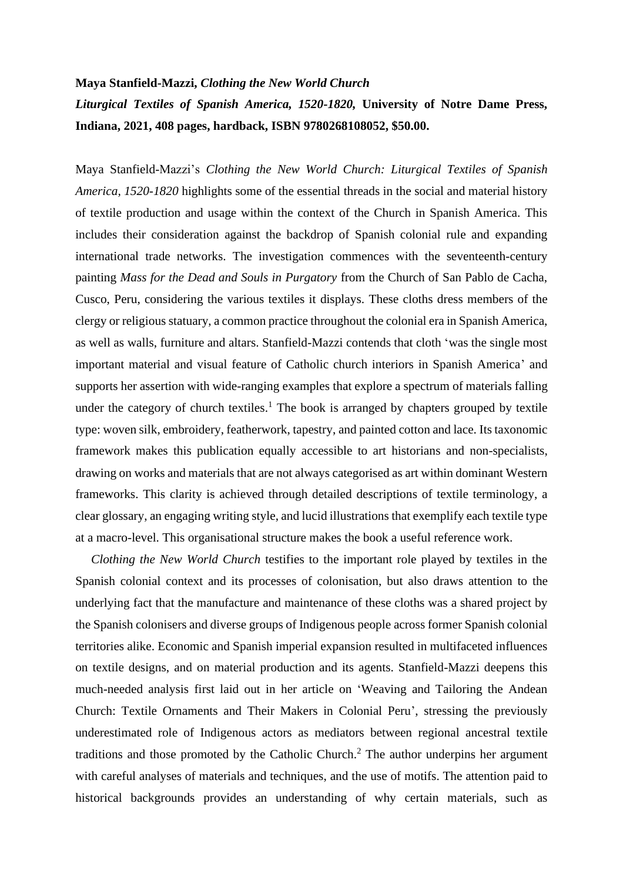**Maya Stanfield-Mazzi, *Clothing the New World Church***

***Liturgical Textiles of Spanish America, 1520-1820*, University of Notre Dame Press, Indiana, 2021, 408 pages, hardback, ISBN 9780268108052, $50.00.**

Maya Stanfield-Mazzi's *Clothing the New World Church: Liturgical Textiles of Spanish America, 1520-1820* highlights some of the essential threads in the social and material history of textile production and usage within the context of the Church in Spanish America. This includes their consideration against the backdrop of Spanish colonial rule and expanding international trade networks. The investigation commences with the seventeenth-century painting *Mass for the Dead and Souls in Purgatory* from the Church of San Pablo de Cacha, Cusco, Peru, considering the various textiles it displays. These cloths dress members of the clergy or religious statuary, a common practice throughout the colonial era in Spanish America, as well as walls, furniture and altars. Stanfield-Mazzi contends that cloth 'was the single most important material and visual feature of Catholic church interiors in Spanish America' and supports her assertion with wide-ranging examples that explore a spectrum of materials falling under the category of church textiles.[1] The book is arranged by chapters grouped by textile type: woven silk, embroidery, featherwork, tapestry, and painted cotton and lace. Its taxonomic framework makes this publication equally accessible to art historians and non-specialists, drawing on works and materials that are not always categorised as art within dominant Western frameworks. This clarity is achieved through detailed descriptions of textile terminology, a clear glossary, an engaging writing style, and lucid illustrations that exemplify each textile type at a macro-level. This organisational structure makes the book a useful reference work.

*Clothing the New World Church* testifies to the important role played by textiles in the Spanish colonial context and its processes of colonisation, but also draws attention to the underlying fact that the manufacture and maintenance of these cloths was a shared project by the Spanish colonisers and diverse groups of Indigenous people across former Spanish colonial territories alike. Economic and Spanish imperial expansion resulted in multifaceted influences on textile designs, and on material production and its agents. Stanfield-Mazzi deepens this much-needed analysis first laid out in her article on 'Weaving and Tailoring the Andean Church: Textile Ornaments and Their Makers in Colonial Peru', stressing the previously underestimated role of Indigenous actors as mediators between regional ancestral textile traditions and those promoted by the Catholic Church.[2] The author underpins her argument with careful analyses of materials and techniques, and the use of motifs. The attention paid to historical backgrounds provides an understanding of why certain materials, such as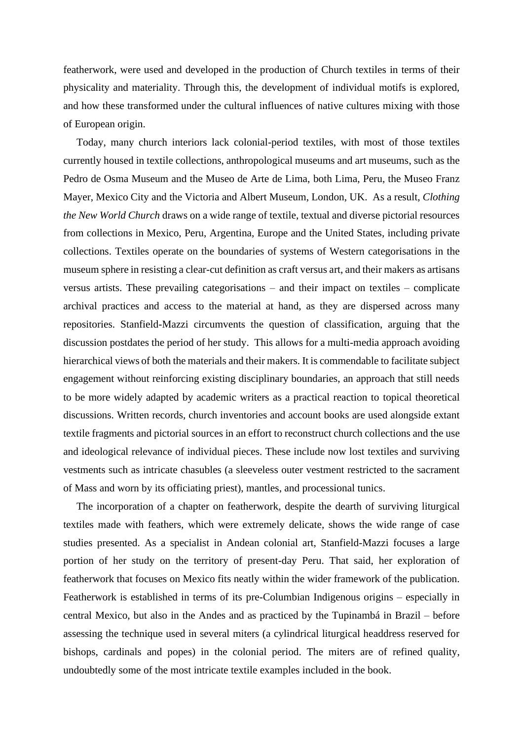featherwork, were used and developed in the production of Church textiles in terms of their physicality and materiality. Through this, the development of individual motifs is explored, and how these transformed under the cultural influences of native cultures mixing with those of European origin.

Today, many church interiors lack colonial-period textiles, with most of those textiles currently housed in textile collections, anthropological museums and art museums, such as the Pedro de Osma Museum and the Museo de Arte de Lima, both Lima, Peru, the Museo Franz Mayer, Mexico City and the Victoria and Albert Museum, London, UK. As a result, *Clothing the New World Church* draws on a wide range of textile, textual and diverse pictorial resources from collections in Mexico, Peru, Argentina, Europe and the United States, including private collections. Textiles operate on the boundaries of systems of Western categorisations in the museum sphere in resisting a clear-cut definition as craft versus art, and their makers as artisans versus artists. These prevailing categorisations – and their impact on textiles – complicate archival practices and access to the material at hand, as they are dispersed across many repositories. Stanfield-Mazzi circumvents the question of classification, arguing that the discussion postdates the period of her study. This allows for a multi-media approach avoiding hierarchical views of both the materials and their makers. It is commendable to facilitate subject engagement without reinforcing existing disciplinary boundaries, an approach that still needs to be more widely adapted by academic writers as a practical reaction to topical theoretical discussions. Written records, church inventories and account books are used alongside extant textile fragments and pictorial sources in an effort to reconstruct church collections and the use and ideological relevance of individual pieces. These include now lost textiles and surviving vestments such as intricate chasubles (a sleeveless outer vestment restricted to the sacrament of Mass and worn by its officiating priest), mantles, and processional tunics.

The incorporation of a chapter on featherwork, despite the dearth of surviving liturgical textiles made with feathers, which were extremely delicate, shows the wide range of case studies presented. As a specialist in Andean colonial art, Stanfield-Mazzi focuses a large portion of her study on the territory of present-day Peru. That said, her exploration of featherwork that focuses on Mexico fits neatly within the wider framework of the publication. Featherwork is established in terms of its pre-Columbian Indigenous origins – especially in central Mexico, but also in the Andes and as practiced by the Tupinambá in Brazil – before assessing the technique used in several miters (a cylindrical liturgical headdress reserved for bishops, cardinals and popes) in the colonial period. The miters are of refined quality, undoubtedly some of the most intricate textile examples included in the book.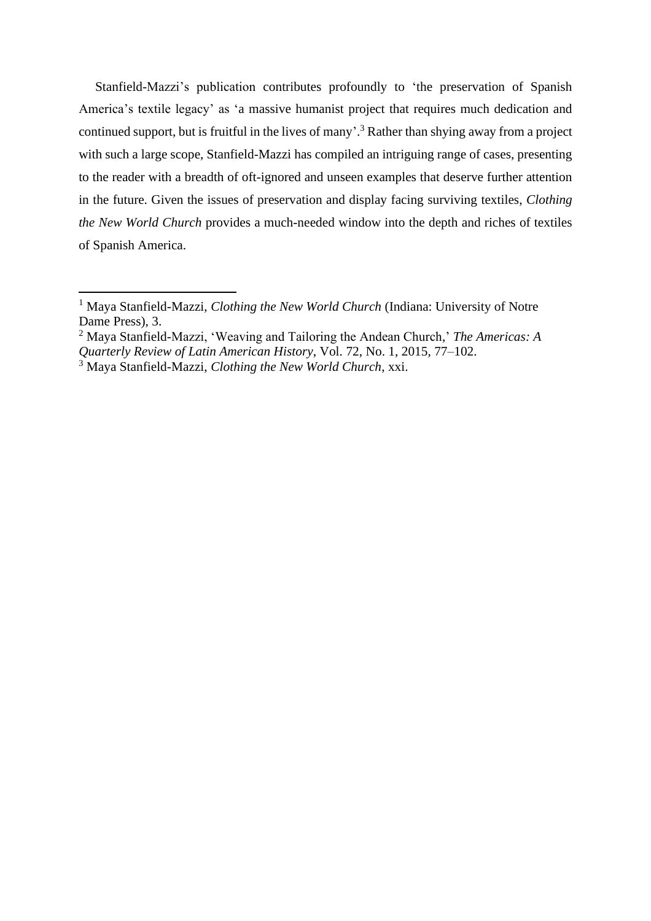Stanfield-Mazzi's publication contributes profoundly to 'the preservation of Spanish America's textile legacy' as 'a massive humanist project that requires much dedication and continued support, but is fruitful in the lives of many'.[3] Rather than shying away from a project with such a large scope, Stanfield-Mazzi has compiled an intriguing range of cases, presenting to the reader with a breadth of oft-ignored and unseen examples that deserve further attention in the future. Given the issues of preservation and display facing surviving textiles, *Clothing the New World Church* provides a much-needed window into the depth and riches of textiles of Spanish America.

---

[1] Maya Stanfield-Mazzi, *Clothing the New World Church* (Indiana: University of Notre Dame Press), 3.

[2] Maya Stanfield-Mazzi, 'Weaving and Tailoring the Andean Church,' *The Americas: A Quarterly Review of Latin American History*, Vol. 72, No. 1, 2015, 77–102.

[3] Maya Stanfield-Mazzi, *Clothing the New World Church*, xxi.